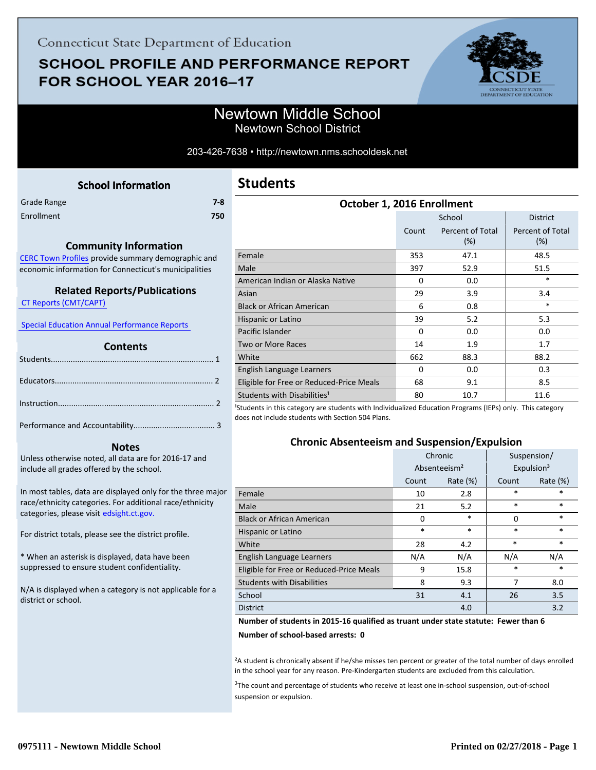Connecticut State Department of Education

# SCHOOL PROFILE AND PERFORMANCE REPORT FOR SCHOOL YEAR 2016–17

## Newtown Middle School

Newtown School District

203-426-7638 • http://newtown.nms.schooldesk.net

### School Information

| | |
|---|---|
| Grade Range | 7-8 |
| Enrollment | 750 |

### Community Information

CERC Town Profiles provide summary demographic and economic information for Connecticut's municipalities

### Related Reports/Publications

CT Reports (CMT/CAPT)

Special Education Annual Performance Reports

### Contents

Students........................................................................ 1

Educators....................................................................... 2

Instruction...................................................................... 2

Performance and Accountability.................................... 3

### Notes

Unless otherwise noted, all data are for 2016-17 and include all grades offered by the school.

In most tables, data are displayed only for the three major race/ethnicity categories. For additional race/ethnicity categories, please visit edsight.ct.gov.

For district totals, please see the district profile.

* When an asterisk is displayed, data have been suppressed to ensure student confidentiality.

N/A is displayed when a category is not applicable for a district or school.

## Students

### October 1, 2016 Enrollment

| | School | | District |
|---|---|---|---|
| | Count | Percent of Total (%) | Percent of Total (%) |
| Female | 353 | 47.1 | 48.5 |
| Male | 397 | 52.9 | 51.5 |
| American Indian or Alaska Native | 0 | 0.0 | * |
| Asian | 29 | 3.9 | 3.4 |
| Black or African American | 6 | 0.8 | * |
| Hispanic or Latino | 39 | 5.2 | 5.3 |
| Pacific Islander | 0 | 0.0 | 0.0 |
| Two or More Races | 14 | 1.9 | 1.7 |
| White | 662 | 88.3 | 88.2 |
| English Language Learners | 0 | 0.0 | 0.3 |
| Eligible for Free or Reduced-Price Meals | 68 | 9.1 | 8.5 |
| Students with Disabilities[1] | 80 | 10.7 | 11.6 |

[1]Students in this category are students with Individualized Education Programs (IEPs) only. This category does not include students with Section 504 Plans.

### Chronic Absenteeism and Suspension/Expulsion

| | Chronic Absenteeism[2] | | Suspension/ Expulsion[3] | |
|---|---|---|---|---|
| | Count | Rate (%) | Count | Rate (%) |
| Female | 10 | 2.8 | * | * |
| Male | 21 | 5.2 | * | * |
| Black or African American | 0 | * | 0 | * |
| Hispanic or Latino | * | * | * | * |
| White | 28 | 4.2 | * | * |
| English Language Learners | N/A | N/A | N/A | N/A |
| Eligible for Free or Reduced-Price Meals | 9 | 15.8 | * | * |
| Students with Disabilities | 8 | 9.3 | 7 | 8.0 |
| School | 31 | 4.1 | 26 | 3.5 |
| District | | 4.0 | | 3.2 |

**Number of students in 2015-16 qualified as truant under state statute: Fewer than 6**

**Number of school-based arrests: 0**

[2]A student is chronically absent if he/she misses ten percent or greater of the total number of days enrolled in the school year for any reason. Pre-Kindergarten students are excluded from this calculation.

[3]The count and percentage of students who receive at least one in-school suspension, out-of-school suspension or expulsion.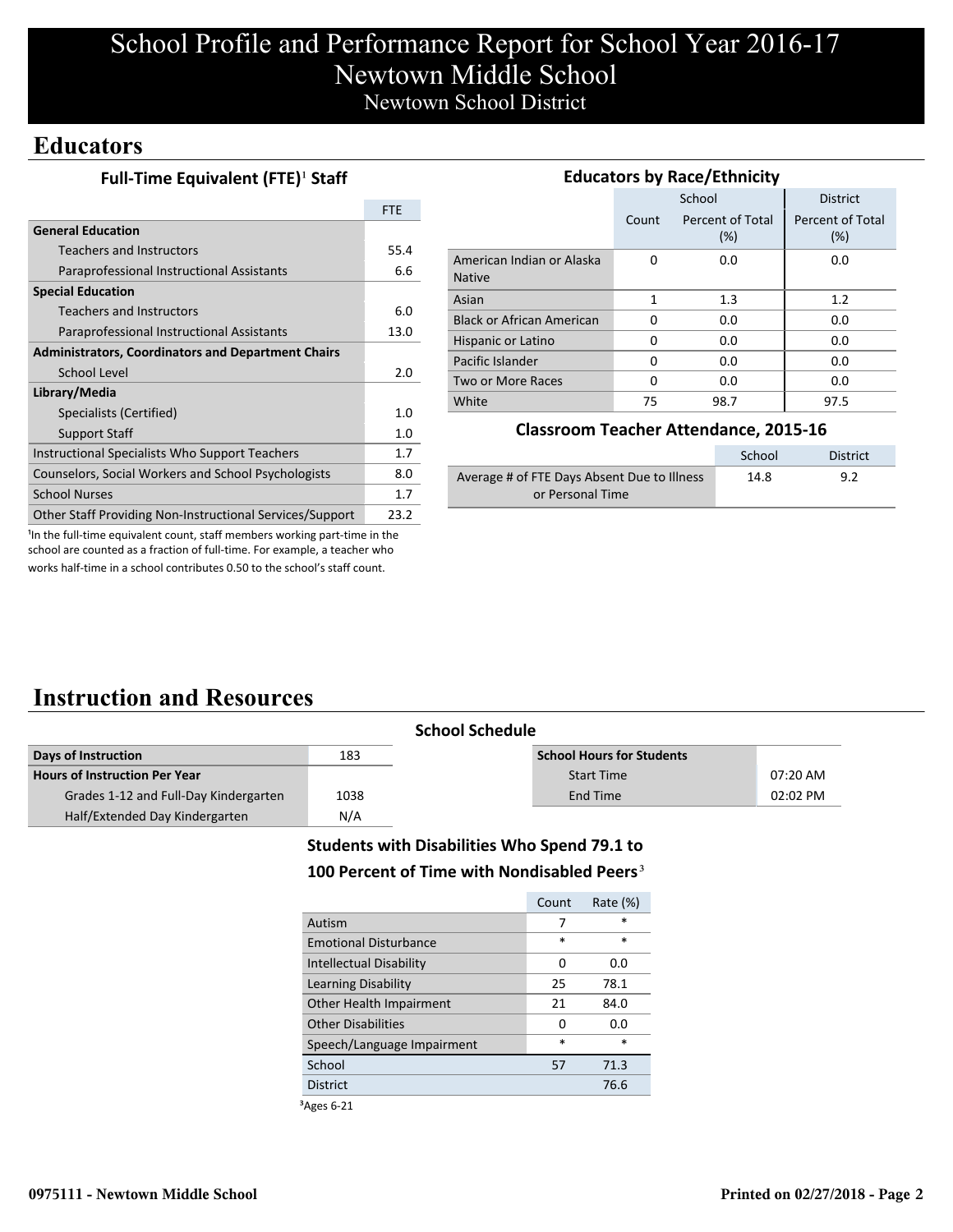# School Profile and Performance Report for School Year 2016-17
# Newtown Middle School
## Newtown School District

## Educators

### Full-Time Equivalent (FTE)[1] Staff

| | FTE |
|---|---|
| **General Education** | |
| Teachers and Instructors | 55.4 |
| Paraprofessional Instructional Assistants | 6.6 |
| **Special Education** | |
| Teachers and Instructors | 6.0 |
| Paraprofessional Instructional Assistants | 13.0 |
| **Administrators, Coordinators and Department Chairs** | |
| School Level | 2.0 |
| **Library/Media** | |
| Specialists (Certified) | 1.0 |
| Support Staff | 1.0 |
| Instructional Specialists Who Support Teachers | 1.7 |
| Counselors, Social Workers and School Psychologists | 8.0 |
| School Nurses | 1.7 |
| Other Staff Providing Non-Instructional Services/Support | 23.2 |

[1]In the full-time equivalent count, staff members working part-time in the school are counted as a fraction of full-time. For example, a teacher who works half-time in a school contributes 0.50 to the school's staff count.

### Educators by Race/Ethnicity

| | School | | District |
|---|---|---|---|
| | Count | Percent of Total (%) | Percent of Total (%) |
| American Indian or Alaska Native | 0 | 0.0 | 0.0 |
| Asian | 1 | 1.3 | 1.2 |
| Black or African American | 0 | 0.0 | 0.0 |
| Hispanic or Latino | 0 | 0.0 | 0.0 |
| Pacific Islander | 0 | 0.0 | 0.0 |
| Two or More Races | 0 | 0.0 | 0.0 |
| White | 75 | 98.7 | 97.5 |

### Classroom Teacher Attendance, 2015-16

| | School | District |
|---|---|---|
| Average # of FTE Days Absent Due to Illness or Personal Time | 14.8 | 9.2 |

## Instruction and Resources

### School Schedule

| | |
|---|---|
| **Days of Instruction** | 183 |
| **Hours of Instruction Per Year** | |
| Grades 1-12 and Full-Day Kindergarten | 1038 |
| Half/Extended Day Kindergarten | N/A |

| | |
|---|---|
| **School Hours for Students** | |
| Start Time | 07:20 AM |
| End Time | 02:02 PM |

### Students with Disabilities Who Spend 79.1 to 100 Percent of Time with Nondisabled Peers[3]

| | Count | Rate (%) |
|---|---|---|
| Autism | 7 | * |
| Emotional Disturbance | * | * |
| Intellectual Disability | 0 | 0.0 |
| Learning Disability | 25 | 78.1 |
| Other Health Impairment | 21 | 84.0 |
| Other Disabilities | 0 | 0.0 |
| Speech/Language Impairment | * | * |
| School | 57 | 71.3 |
| District | | 76.6 |

[3]Ages 6-21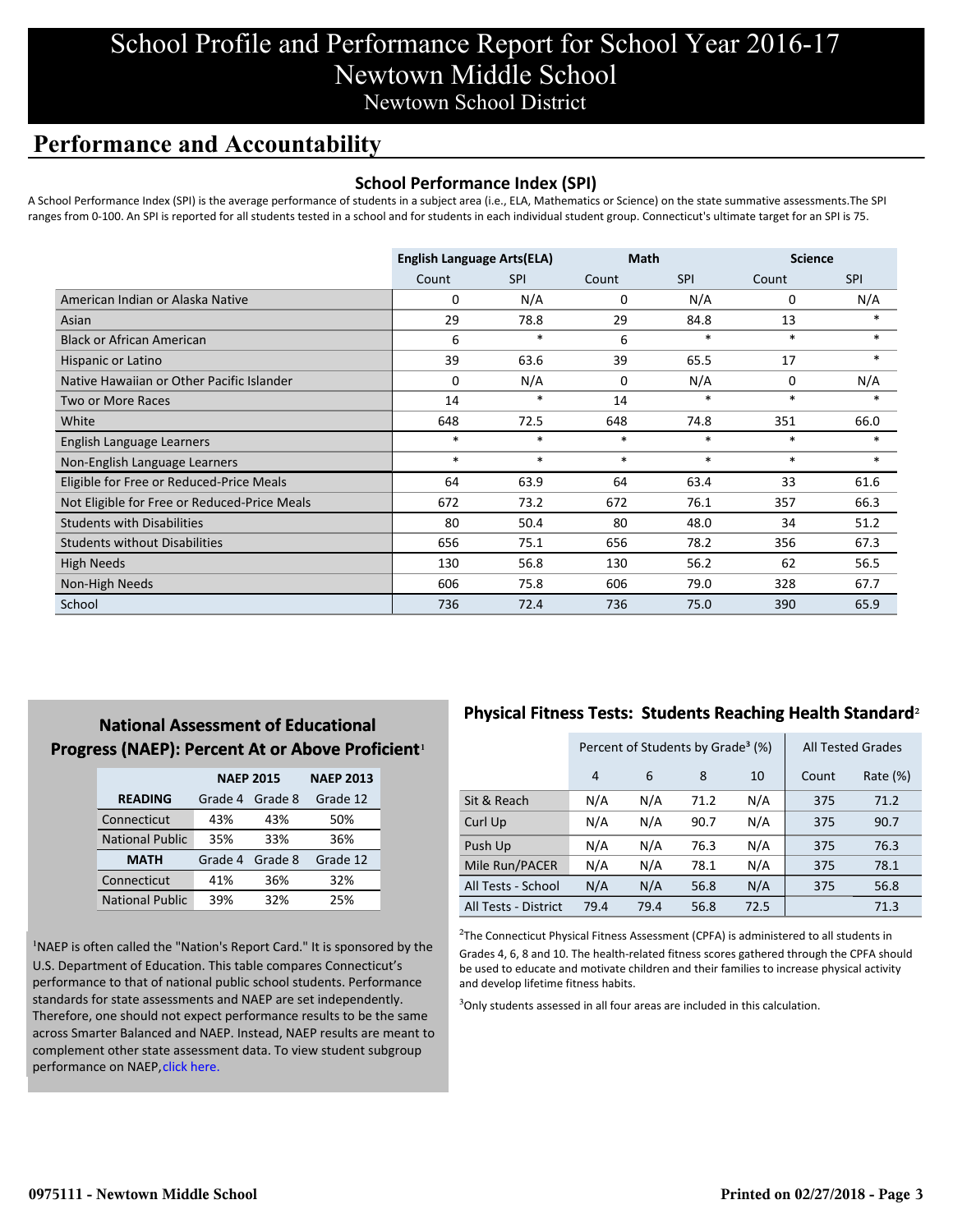# School Profile and Performance Report for School Year 2016-17
# Newtown Middle School
## Newtown School District

## Performance and Accountability

### School Performance Index (SPI)

A School Performance Index (SPI) is the average performance of students in a subject area (i.e., ELA, Mathematics or Science) on the state summative assessments.The SPI ranges from 0-100. An SPI is reported for all students tested in a school and for students in each individual student group. Connecticut's ultimate target for an SPI is 75.

| | English Language Arts(ELA) | | Math | | Science | |
|---|---|---|---|---|---|---|
| | Count | SPI | Count | SPI | Count | SPI |
| American Indian or Alaska Native | 0 | N/A | 0 | N/A | 0 | N/A |
| Asian | 29 | 78.8 | 29 | 84.8 | 13 | * |
| Black or African American | 6 | * | 6 | * | * | * |
| Hispanic or Latino | 39 | 63.6 | 39 | 65.5 | 17 | * |
| Native Hawaiian or Other Pacific Islander | 0 | N/A | 0 | N/A | 0 | N/A |
| Two or More Races | 14 | * | 14 | * | * | * |
| White | 648 | 72.5 | 648 | 74.8 | 351 | 66.0 |
| English Language Learners | * | * | * | * | * | * |
| Non-English Language Learners | * | * | * | * | * | * |
| Eligible for Free or Reduced-Price Meals | 64 | 63.9 | 64 | 63.4 | 33 | 61.6 |
| Not Eligible for Free or Reduced-Price Meals | 672 | 73.2 | 672 | 76.1 | 357 | 66.3 |
| Students with Disabilities | 80 | 50.4 | 80 | 48.0 | 34 | 51.2 |
| Students without Disabilities | 656 | 75.1 | 656 | 78.2 | 356 | 67.3 |
| High Needs | 130 | 56.8 | 130 | 56.2 | 62 | 56.5 |
| Non-High Needs | 606 | 75.8 | 606 | 79.0 | 328 | 67.7 |
| School | 736 | 72.4 | 736 | 75.0 | 390 | 65.9 |

### National Assessment of Educational Progress (NAEP): Percent At or Above Proficient[1]

| | NAEP 2015 | | NAEP 2013 |
|---|---|---|---|
| **READING** | Grade 4 | Grade 8 | Grade 12 |
| Connecticut | 43% | 43% | 50% |
| National Public | 35% | 33% | 36% |
| **MATH** | Grade 4 | Grade 8 | Grade 12 |
| Connecticut | 41% | 36% | 32% |
| National Public | 39% | 32% | 25% |

[1]NAEP is often called the "Nation's Report Card." It is sponsored by the U.S. Department of Education. This table compares Connecticut's performance to that of national public school students. Performance standards for state assessments and NAEP are set independently. Therefore, one should not expect performance results to be the same across Smarter Balanced and NAEP. Instead, NAEP results are meant to complement other state assessment data. To view student subgroup performance on NAEP, click here.

### Physical Fitness Tests: Students Reaching Health Standard[2]

| | Percent of Students by Grade[3] (%) | | | | All Tested Grades | |
|---|---|---|---|---|---|---|
| | 4 | 6 | 8 | 10 | Count | Rate (%) |
| Sit & Reach | N/A | N/A | 71.2 | N/A | 375 | 71.2 |
| Curl Up | N/A | N/A | 90.7 | N/A | 375 | 90.7 |
| Push Up | N/A | N/A | 76.3 | N/A | 375 | 76.3 |
| Mile Run/PACER | N/A | N/A | 78.1 | N/A | 375 | 78.1 |
| All Tests - School | N/A | N/A | 56.8 | N/A | 375 | 56.8 |
| All Tests - District | 79.4 | 79.4 | 56.8 | 72.5 | | 71.3 |

[2]The Connecticut Physical Fitness Assessment (CPFA) is administered to all students in Grades 4, 6, 8 and 10. The health-related fitness scores gathered through the CPFA should be used to educate and motivate children and their families to increase physical activity and develop lifetime fitness habits.

[3]Only students assessed in all four areas are included in this calculation.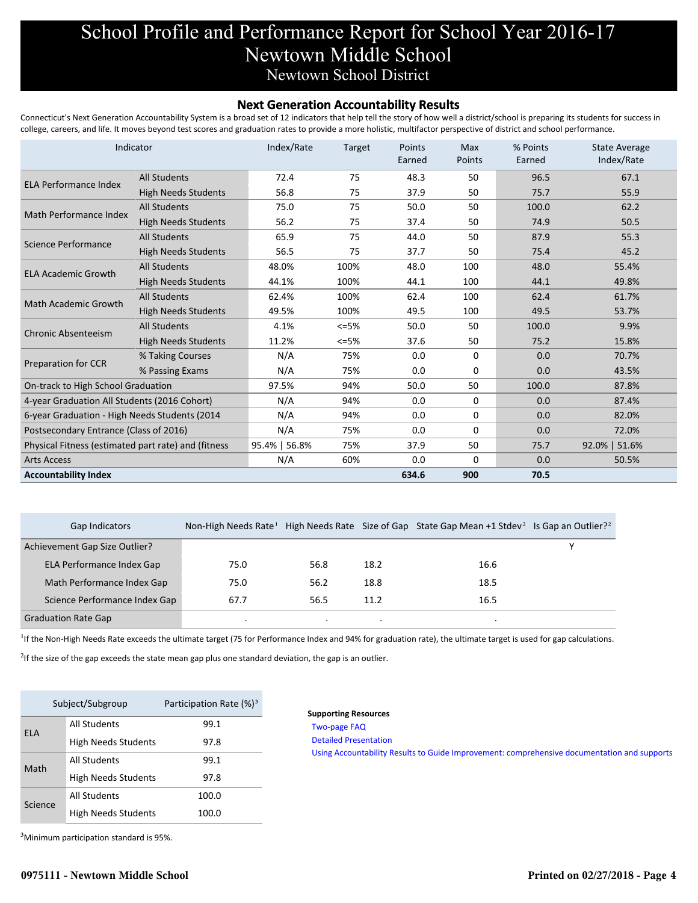# School Profile and Performance Report for School Year 2016-17
# Newtown Middle School
## Newtown School District

### Next Generation Accountability Results

Connecticut's Next Generation Accountability System is a broad set of 12 indicators that help tell the story of how well a district/school is preparing its students for success in college, careers, and life. It moves beyond test scores and graduation rates to provide a more holistic, multifactor perspective of district and school performance.

| Indicator | | Index/Rate | Target | Points Earned | Max Points | % Points Earned | State Average Index/Rate |
|---|---|---|---|---|---|---|---|
| ELA Performance Index | All Students | 72.4 | 75 | 48.3 | 50 | 96.5 | 67.1 |
| | High Needs Students | 56.8 | 75 | 37.9 | 50 | 75.7 | 55.9 |
| Math Performance Index | All Students | 75.0 | 75 | 50.0 | 50 | 100.0 | 62.2 |
| | High Needs Students | 56.2 | 75 | 37.4 | 50 | 74.9 | 50.5 |
| Science Performance | All Students | 65.9 | 75 | 44.0 | 50 | 87.9 | 55.3 |
| | High Needs Students | 56.5 | 75 | 37.7 | 50 | 75.4 | 45.2 |
| ELA Academic Growth | All Students | 48.0% | 100% | 48.0 | 100 | 48.0 | 55.4% |
| | High Needs Students | 44.1% | 100% | 44.1 | 100 | 44.1 | 49.8% |
| Math Academic Growth | All Students | 62.4% | 100% | 62.4 | 100 | 62.4 | 61.7% |
| | High Needs Students | 49.5% | 100% | 49.5 | 100 | 49.5 | 53.7% |
| Chronic Absenteeism | All Students | 4.1% | <=5% | 50.0 | 50 | 100.0 | 9.9% |
| | High Needs Students | 11.2% | <=5% | 37.6 | 50 | 75.2 | 15.8% |
| Preparation for CCR | % Taking Courses | N/A | 75% | 0.0 | 0 | 0.0 | 70.7% |
| | % Passing Exams | N/A | 75% | 0.0 | 0 | 0.0 | 43.5% |
| On-track to High School Graduation | | 97.5% | 94% | 50.0 | 50 | 100.0 | 87.8% |
| 4-year Graduation All Students (2016 Cohort) | | N/A | 94% | 0.0 | 0 | 0.0 | 87.4% |
| 6-year Graduation - High Needs Students (2014 | | N/A | 94% | 0.0 | 0 | 0.0 | 82.0% |
| Postsecondary Entrance (Class of 2016) | | N/A | 75% | 0.0 | 0 | 0.0 | 72.0% |
| Physical Fitness (estimated part rate) and (fitness | | 95.4% \| 56.8% | 75% | 37.9 | 50 | 75.7 | 92.0% \| 51.6% |
| Arts Access | | N/A | 60% | 0.0 | 0 | 0.0 | 50.5% |
| **Accountability Index** | | | | **634.6** | **900** | **70.5** | |

| Gap Indicators | Non-High Needs Rate[1] | High Needs Rate | Size of Gap | State Gap Mean +1 Stdev[2] | Is Gap an Outlier?[2] |
|---|---|---|---|---|---|
| Achievement Gap Size Outlier? | | | | | Y |
| ELA Performance Index Gap | 75.0 | 56.8 | 18.2 | 16.6 | |
| Math Performance Index Gap | 75.0 | 56.2 | 18.8 | 18.5 | |
| Science Performance Index Gap | 67.7 | 56.5 | 11.2 | 16.5 | |
| Graduation Rate Gap | . | . | . | . | |

[1]If the Non-High Needs Rate exceeds the ultimate target (75 for Performance Index and 94% for graduation rate), the ultimate target is used for gap calculations.

[2]If the size of the gap exceeds the state mean gap plus one standard deviation, the gap is an outlier.

| Subject/Subgroup | | Participation Rate (%)[3] |
|---|---|---|
| ELA | All Students | 99.1 |
| | High Needs Students | 97.8 |
| Math | All Students | 99.1 |
| | High Needs Students | 97.8 |
| Science | All Students | 100.0 |
| | High Needs Students | 100.0 |

[3]Minimum participation standard is 95%.

**Supporting Resources**

- Two-page FAQ
- Detailed Presentation
- Using Accountability Results to Guide Improvement: comprehensive documentation and supports